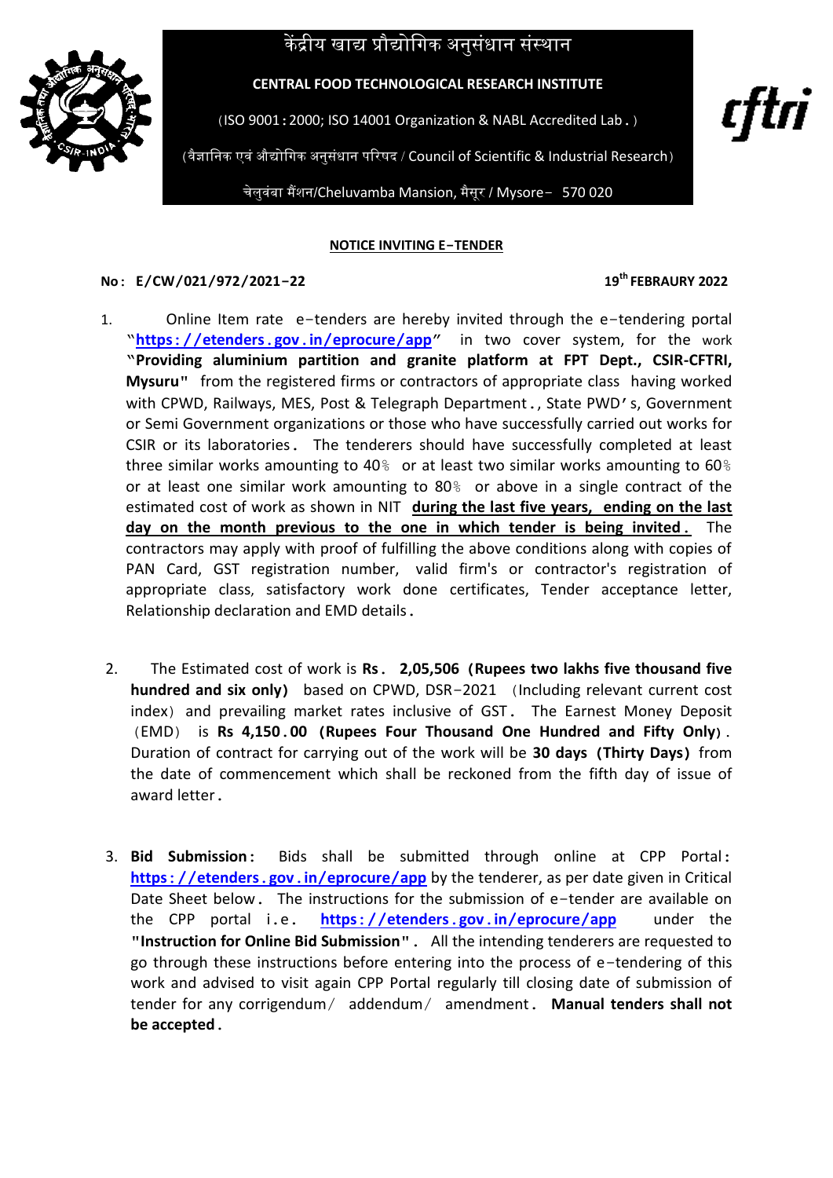# केंद्रीय खाद्य प्रौद्योगिक अनुसंधान संस्थान

**CENTRAL FOOD TECHNOLOGICAL RESEARCH INSTITUTE**

(ISO 9001 : 2000; ISO 14001 Organization & NABL Accredited Lab . )

(वैज्ञानिक एवं औद्योगिक अनुसंधान परिषद / Council of Scientific & Industrial Research)

चेलुवंबा मैंशन/Cheluvamba Mansion, मैसूर / Mysore– 570 020

cftri

## NOTICE INVITING E–TENDER

**No : E/CW/021/972/2021–22** **19th FEBRAURY 2022**

1. Online Item rate e–tenders are hereby invited through the e–tendering portal "**https : //etenders . gov . in/eprocure/app**" in two cover system, for the work "**Providing aluminium partition and granite platform at FPT Dept., CSIR-CFTRI, Mysuru**" from the registered firms or contractors of appropriate class having worked with CPWD, Railways, MES, Post & Telegraph Department ., State PWD's, Government or Semi Government organizations or those who have successfully carried out works for CSIR or its laboratories. The tenderers should have successfully completed at least three similar works amounting to 40% or at least two similar works amounting to 60% or at least one similar work amounting to 80% or above in a single contract of the estimated cost of work as shown in NIT **during the last five years, ending on the last day on the month previous to the one in which tender is being invited .** The contractors may apply with proof of fulfilling the above conditions along with copies of PAN Card, GST registration number, valid firm's or contractor's registration of appropriate class, satisfactory work done certificates, Tender acceptance letter, Relationship declaration and EMD details.

2. The Estimated cost of work is **Rs . 2,05,506 (Rupees two lakhs five thousand five hundred and six only)** based on CPWD, DSR–2021 (Including relevant current cost index) and prevailing market rates inclusive of GST. The Earnest Money Deposit (EMD) is **Rs 4,150 . 00 (Rupees Four Thousand One Hundred and Fifty Only)**. Duration of contract for carrying out of the work will be **30 days (Thirty Days)** from the date of commencement which shall be reckoned from the fifth day of issue of award letter.

3. **Bid Submission :** Bids shall be submitted through online at CPP Portal : **https : //etenders . gov . in/eprocure/app** by the tenderer, as per date given in Critical Date Sheet below. The instructions for the submission of e–tender are available on the CPP portal i.e. **https : //etenders . gov . in/eprocure/app** under the **"Instruction for Online Bid Submission".** All the intending tenderers are requested to go through these instructions before entering into the process of e–tendering of this work and advised to visit again CPP Portal regularly till closing date of submission of tender for any corrigendum/ addendum/ amendment. **Manual tenders shall not be accepted.**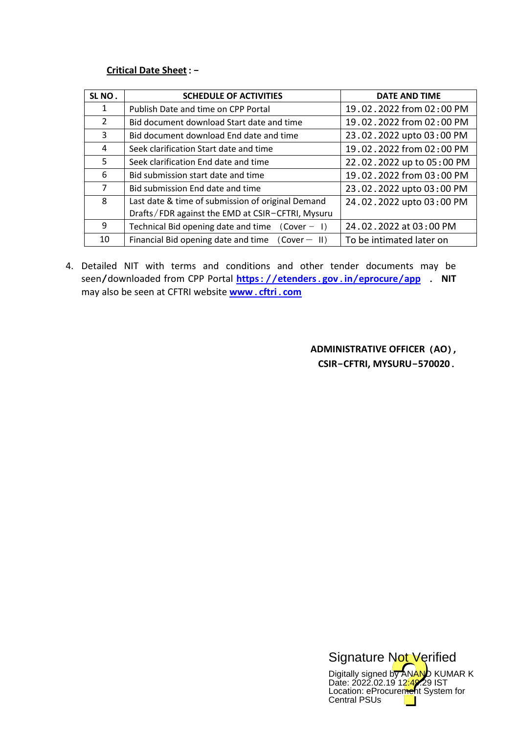**Critical Date Sheet : –**

| SL NO. | SCHEDULE OF ACTIVITIES | DATE AND TIME |
|---|---|---|
| 1 | Publish Date and time on CPP Portal | 19.02.2022 from 02:00 PM |
| 2 | Bid document download Start date and time | 19.02.2022 from 02:00 PM |
| 3 | Bid document download End date and time | 23.02.2022 upto 03:00 PM |
| 4 | Seek clarification Start date and time | 19.02.2022 from 02:00 PM |
| 5 | Seek clarification End date and time | 22.02.2022 up to 05:00 PM |
| 6 | Bid submission start date and time | 19.02.2022 from 03:00 PM |
| 7 | Bid submission End date and time | 23.02.2022 upto 03:00 PM |
| 8 | Last date & time of submission of original Demand Drafts/FDR against the EMD at CSIR–CFTRI, Mysuru | 24.02.2022 upto 03:00 PM |
| 9 | Technical Bid opening date and time (Cover – I) | 24.02.2022 at 03:00 PM |
| 10 | Financial Bid opening date and time (Cover – II) | To be intimated later on |

4. Detailed NIT with terms and conditions and other tender documents may be seen/downloaded from CPP Portal **https://etenders.gov.in/eprocure/app** . **NIT** may also be seen at CFTRI website **www.cftri.com**

**ADMINISTRATIVE OFFICER (AO),**
**CSIR–CFTRI, MYSURU–570020.**

Signature Not Verified
Digitally signed by ANAND KUMAR K
Date: 2022.02.19 12:49:29 IST
Location: eProcurement System for Central PSUs